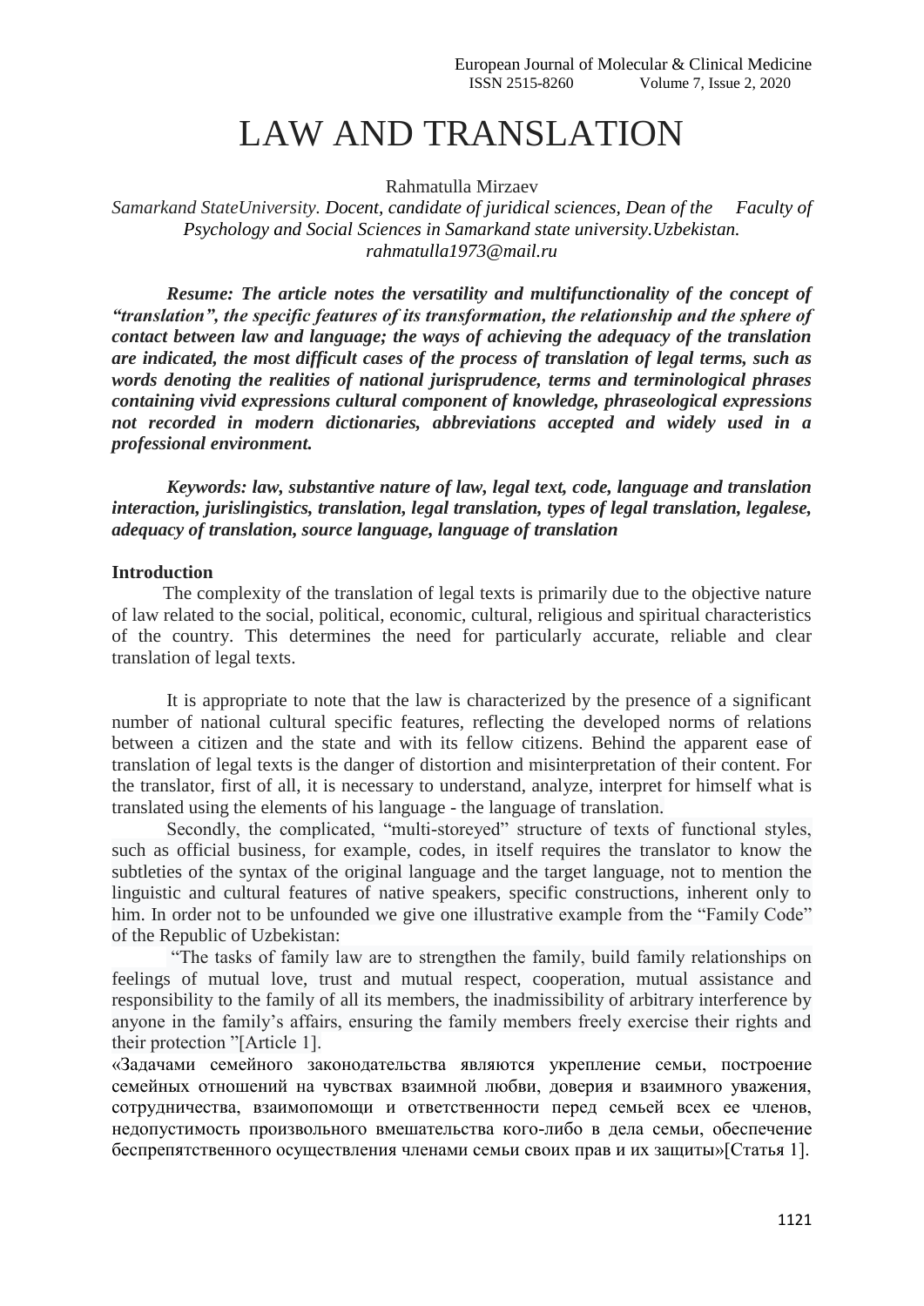# LAW AND TRANSLATION

Rahmatulla Mirzaev

*Samarkand StateUniversity. Docent, candidate of juridical sciences, Dean of the Faculty of Psychology and Social Sciences in Samarkand state university.Uzbekistan.*
*rahmatulla1973@mail.ru*

***Resume: The article notes the versatility and multifunctionality of the concept of "translation", the specific features of its transformation, the relationship and the sphere of contact between law and language; the ways of achieving the adequacy of the translation are indicated, the most difficult cases of the process of translation of legal terms, such as words denoting the realities of national jurisprudence, terms and terminological phrases containing vivid expressions cultural component of knowledge, phraseological expressions not recorded in modern dictionaries, abbreviations accepted and widely used in a professional environment.***

***Keywords: law, substantive nature of law, legal text, code, language and translation interaction, jurislingistics, translation, legal translation, types of legal translation, legalese, adequacy of translation, source language, language of translation***

**Introduction**

The complexity of the translation of legal texts is primarily due to the objective nature of law related to the social, political, economic, cultural, religious and spiritual characteristics of the country. This determines the need for particularly accurate, reliable and clear translation of legal texts.

It is appropriate to note that the law is characterized by the presence of a significant number of national cultural specific features, reflecting the developed norms of relations between a citizen and the state and with its fellow citizens. Behind the apparent ease of translation of legal texts is the danger of distortion and misinterpretation of their content. For the translator, first of all, it is necessary to understand, analyze, interpret for himself what is translated using the elements of his language - the language of translation.

Secondly, the complicated, "multi-storeyed" structure of texts of functional styles, such as official business, for example, codes, in itself requires the translator to know the subtleties of the syntax of the original language and the target language, not to mention the linguistic and cultural features of native speakers, specific constructions, inherent only to him. In order not to be unfounded we give one illustrative example from the "Family Code" of the Republic of Uzbekistan:

"The tasks of family law are to strengthen the family, build family relationships on feelings of mutual love, trust and mutual respect, cooperation, mutual assistance and responsibility to the family of all its members, the inadmissibility of arbitrary interference by anyone in the family's affairs, ensuring the family members freely exercise their rights and their protection "[Article 1].

«Задачами семейного законодательства являются укрепление семьи, построение семейных отношений на чувствах взаимной любви, доверия и взаимного уважения, сотрудничества, взаимопомощи и ответственности перед семьей всех ее членов, недопустимость произвольного вмешательства кого-либо в дела семьи, обеспечение беспрепятственного осуществления членами семьи своих прав и их защиты»[Статья 1].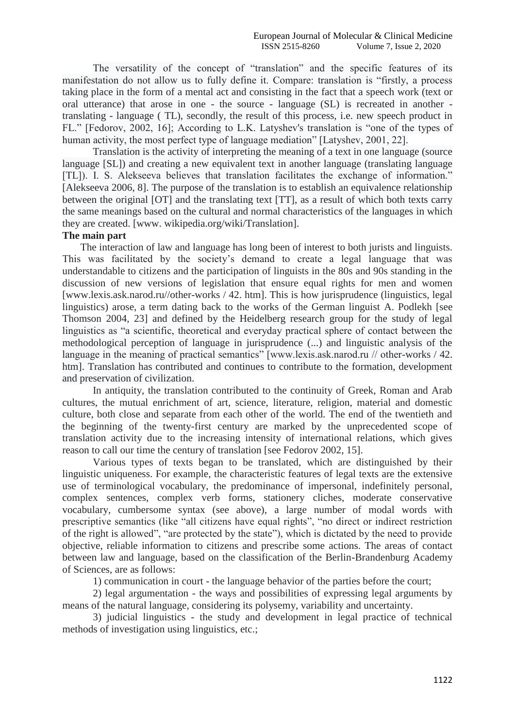The versatility of the concept of "translation" and the specific features of its manifestation do not allow us to fully define it. Compare: translation is "firstly, a process taking place in the form of a mental act and consisting in the fact that a speech work (text or oral utterance) that arose in one - the source - language (SL) is recreated in another - translating - language ( TL), secondly, the result of this process, i.e. new speech product in FL." [Fedorov, 2002, 16]; According to L.K. Latyshev's translation is "one of the types of human activity, the most perfect type of language mediation" [Latyshev, 2001, 22].

Translation is the activity of interpreting the meaning of a text in one language (source language [SL]) and creating a new equivalent text in another language (translating language [TL]). I. S. Alekseeva believes that translation facilitates the exchange of information." [Alekseeva 2006, 8]. The purpose of the translation is to establish an equivalence relationship between the original [OT] and the translating text [TT], as a result of which both texts carry the same meanings based on the cultural and normal characteristics of the languages in which they are created. [www. wikipedia.org/wiki/Translation].

**The main part**

The interaction of law and language has long been of interest to both jurists and linguists. This was facilitated by the society's demand to create a legal language that was understandable to citizens and the participation of linguists in the 80s and 90s standing in the discussion of new versions of legislation that ensure equal rights for men and women [www.lexis.ask.narod.ru//other-works / 42. htm]. This is how jurisprudence (linguistics, legal linguistics) arose, a term dating back to the works of the German linguist A. Podlekh [see Thomson 2004, 23] and defined by the Heidelberg research group for the study of legal linguistics as "a scientific, theoretical and everyday practical sphere of contact between the methodological perception of language in jurisprudence (...) and linguistic analysis of the language in the meaning of practical semantics" [www.lexis.ask.narod.ru // other-works / 42. htm]. Translation has contributed and continues to contribute to the formation, development and preservation of civilization.

In antiquity, the translation contributed to the continuity of Greek, Roman and Arab cultures, the mutual enrichment of art, science, literature, religion, material and domestic culture, both close and separate from each other of the world. The end of the twentieth and the beginning of the twenty-first century are marked by the unprecedented scope of translation activity due to the increasing intensity of international relations, which gives reason to call our time the century of translation [see Fedorov 2002, 15].

Various types of texts began to be translated, which are distinguished by their linguistic uniqueness. For example, the characteristic features of legal texts are the extensive use of terminological vocabulary, the predominance of impersonal, indefinitely personal, complex sentences, complex verb forms, stationery cliches, moderate conservative vocabulary, cumbersome syntax (see above), a large number of modal words with prescriptive semantics (like "all citizens have equal rights", "no direct or indirect restriction of the right is allowed", "are protected by the state"), which is dictated by the need to provide objective, reliable information to citizens and prescribe some actions. The areas of contact between law and language, based on the classification of the Berlin-Brandenburg Academy of Sciences, are as follows:

1) communication in court - the language behavior of the parties before the court;

2) legal argumentation - the ways and possibilities of expressing legal arguments by means of the natural language, considering its polysemy, variability and uncertainty.

3) judicial linguistics - the study and development in legal practice of technical methods of investigation using linguistics, etc.;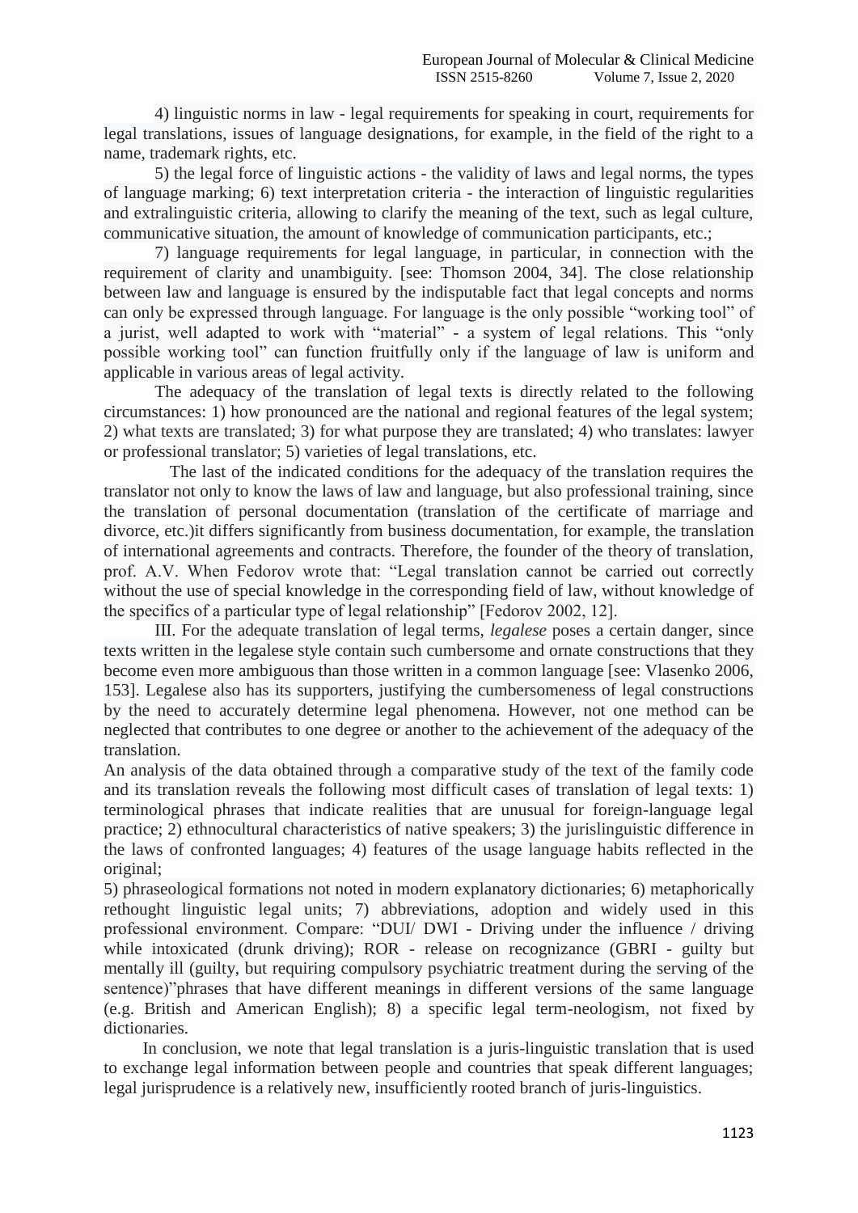4) linguistic norms in law - legal requirements for speaking in court, requirements for legal translations, issues of language designations, for example, in the field of the right to a name, trademark rights, etc.

5) the legal force of linguistic actions - the validity of laws and legal norms, the types of language marking; 6) text interpretation criteria - the interaction of linguistic regularities and extralinguistic criteria, allowing to clarify the meaning of the text, such as legal culture, communicative situation, the amount of knowledge of communication participants, etc.;

7) language requirements for legal language, in particular, in connection with the requirement of clarity and unambiguity. [see: Thomson 2004, 34]. The close relationship between law and language is ensured by the indisputable fact that legal concepts and norms can only be expressed through language. For language is the only possible "working tool" of a jurist, well adapted to work with "material" - a system of legal relations. This "only possible working tool" can function fruitfully only if the language of law is uniform and applicable in various areas of legal activity.

The adequacy of the translation of legal texts is directly related to the following circumstances: 1) how pronounced are the national and regional features of the legal system; 2) what texts are translated; 3) for what purpose they are translated; 4) who translates: lawyer or professional translator; 5) varieties of legal translations, etc.

The last of the indicated conditions for the adequacy of the translation requires the translator not only to know the laws of law and language, but also professional training, since the translation of personal documentation (translation of the certificate of marriage and divorce, etc.)it differs significantly from business documentation, for example, the translation of international agreements and contracts. Therefore, the founder of the theory of translation, prof. A.V. When Fedorov wrote that: "Legal translation cannot be carried out correctly without the use of special knowledge in the corresponding field of law, without knowledge of the specifics of a particular type of legal relationship" [Fedorov 2002, 12].

III. For the adequate translation of legal terms, *legalese* poses a certain danger, since texts written in the legalese style contain such cumbersome and ornate constructions that they become even more ambiguous than those written in a common language [see: Vlasenko 2006, 153]. Legalese also has its supporters, justifying the cumbersomeness of legal constructions by the need to accurately determine legal phenomena. However, not one method can be neglected that contributes to one degree or another to the achievement of the adequacy of the translation.

An analysis of the data obtained through a comparative study of the text of the family code and its translation reveals the following most difficult cases of translation of legal texts: 1) terminological phrases that indicate realities that are unusual for foreign-language legal practice; 2) ethnocultural characteristics of native speakers; 3) the jurislinguistic difference in the laws of confronted languages; 4) features of the usage language habits reflected in the original;

5) phraseological formations not noted in modern explanatory dictionaries; 6) metaphorically rethought linguistic legal units; 7) abbreviations, adoption and widely used in this professional environment. Compare: "DUI/ DWI - Driving under the influence / driving while intoxicated (drunk driving); ROR - release on recognizance (GBRI - guilty but mentally ill (guilty, but requiring compulsory psychiatric treatment during the serving of the sentence)"phrases that have different meanings in different versions of the same language (e.g. British and American English); 8) a specific legal term-neologism, not fixed by dictionaries.

In conclusion, we note that legal translation is a juris-linguistic translation that is used to exchange legal information between people and countries that speak different languages; legal jurisprudence is a relatively new, insufficiently rooted branch of juris-linguistics.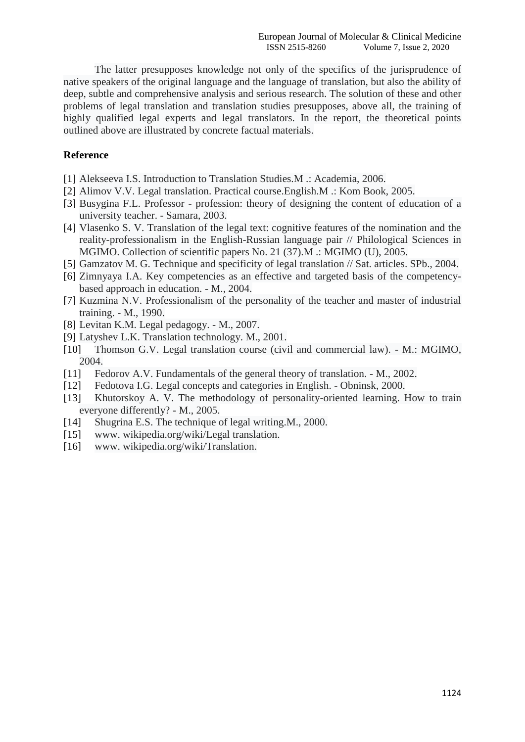The latter presupposes knowledge not only of the specifics of the jurisprudence of native speakers of the original language and the language of translation, but also the ability of deep, subtle and comprehensive analysis and serious research. The solution of these and other problems of legal translation and translation studies presupposes, above all, the training of highly qualified legal experts and legal translators. In the report, the theoretical points outlined above are illustrated by concrete factual materials.

## Reference

[1] Alekseeva I.S. Introduction to Translation Studies.M .: Academia, 2006.
[2] Alimov V.V. Legal translation. Practical course.English.M .: Kom Book, 2005.
[3] Busygina F.L. Professor - profession: theory of designing the content of education of a university teacher. - Samara, 2003.
[4] Vlasenko S. V. Translation of the legal text: cognitive features of the nomination and the reality-professionalism in the English-Russian language pair // Philological Sciences in MGIMO. Collection of scientific papers No. 21 (37).M .: MGIMO (U), 2005.
[5] Gamzatov M. G. Technique and specificity of legal translation // Sat. articles. SPb., 2004.
[6] Zimnyaya I.A. Key competencies as an effective and targeted basis of the competency-based approach in education. - M., 2004.
[7] Kuzmina N.V. Professionalism of the personality of the teacher and master of industrial training. - M., 1990.
[8] Levitan K.M. Legal pedagogy. - M., 2007.
[9] Latyshev L.K. Translation technology. M., 2001.
[10] Thomson G.V. Legal translation course (civil and commercial law). - M.: MGIMO, 2004.
[11] Fedorov A.V. Fundamentals of the general theory of translation. - M., 2002.
[12] Fedotova I.G. Legal concepts and categories in English. - Obninsk, 2000.
[13] Khutorskoy A. V. The methodology of personality-oriented learning. How to train everyone differently? - M., 2005.
[14] Shugrina E.S. The technique of legal writing.M., 2000.
[15] www. wikipedia.org/wiki/Legal translation.
[16] www. wikipedia.org/wiki/Translation.